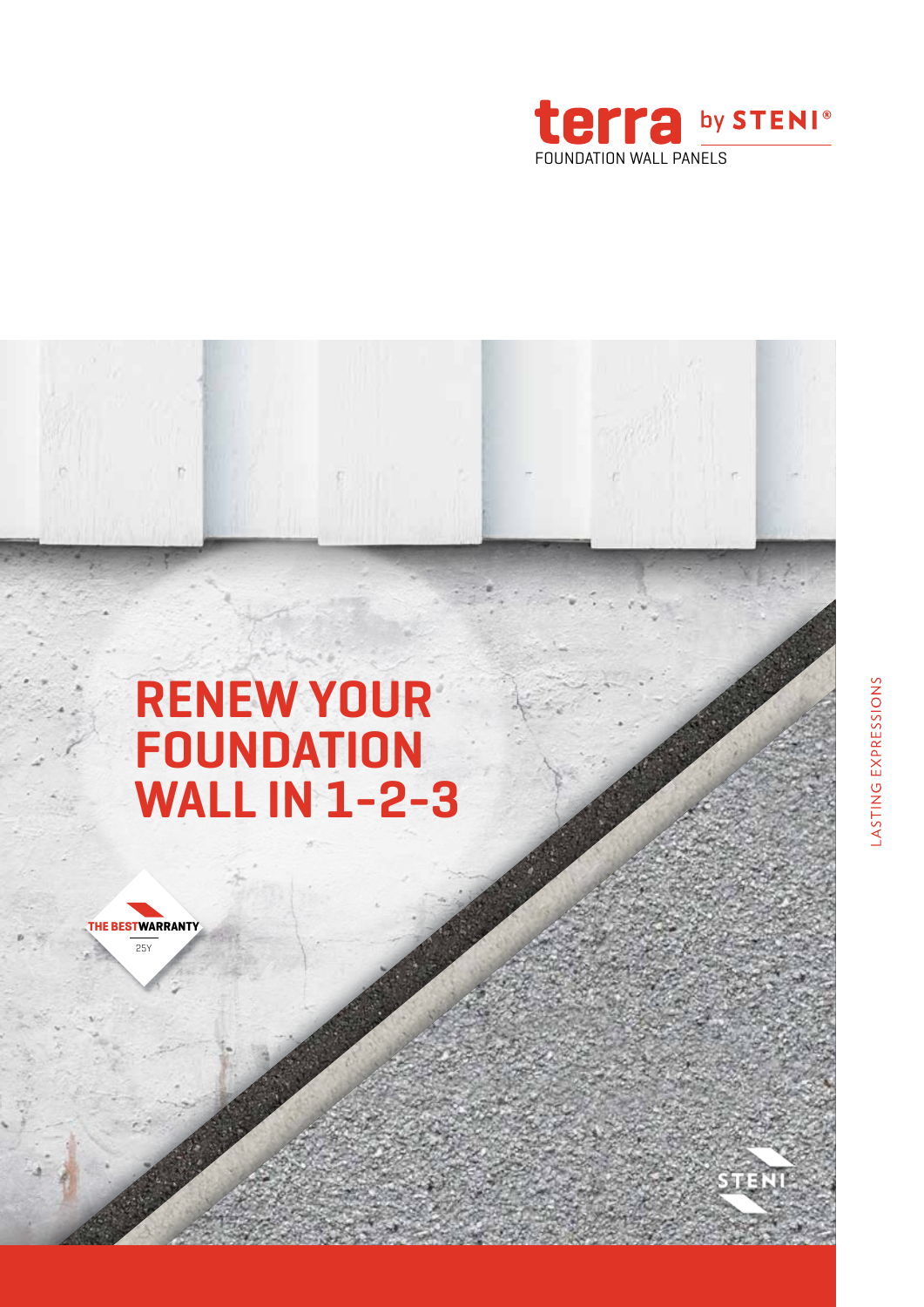**terra** by STENI®

FOUNDATION WALL PANELS

# RENEW YOUR FOUNDATION WALL IN 1-2-3

THE BEST WARRANTY

25Y

LASTING EXPRESSIONS

STENI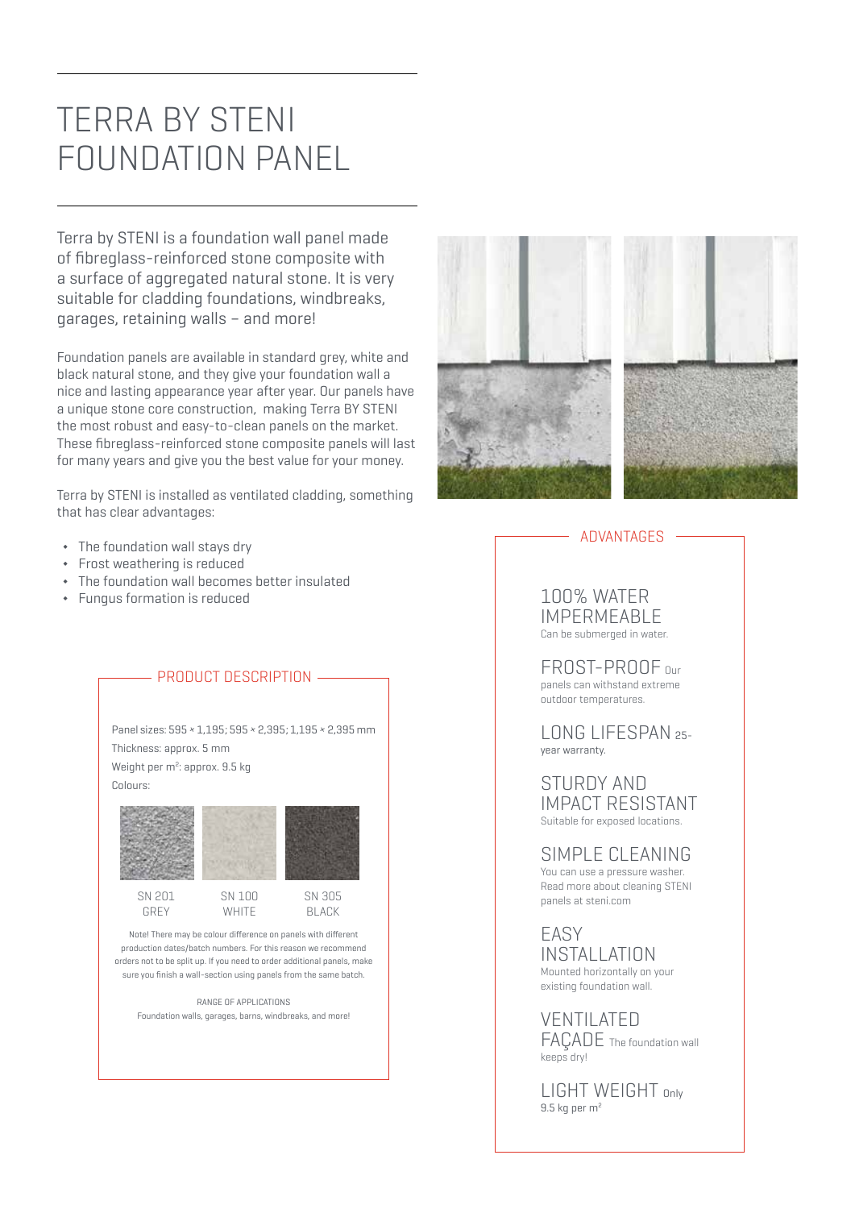# TERRA BY STENI FOUNDATION PANEL

Terra by STENI is a foundation wall panel made of fibreglass-reinforced stone composite with a surface of aggregated natural stone. It is very suitable for cladding foundations, windbreaks, garages, retaining walls – and more!

Foundation panels are available in standard grey, white and black natural stone, and they give your foundation wall a nice and lasting appearance year after year. Our panels have a unique stone core construction, making Terra BY STENI the most robust and easy-to-clean panels on the market. These fibreglass-reinforced stone composite panels will last for many years and give you the best value for your money.

Terra by STENI is installed as ventilated cladding, something that has clear advantages:

- The foundation wall stays dry
- Frost weathering is reduced
- The foundation wall becomes better insulated
- Fungus formation is reduced

## PRODUCT DESCRIPTION

Panel sizes: 595 × 1,195; 595 × 2,395; 1,195 × 2,395 mm
Thickness: approx. 5 mm
Weight per m²: approx. 9.5 kg
Colours:

| SN 201 GREY | SN 100 WHITE | SN 305 BLACK |
|---|---|---|

Note! There may be colour difference on panels with different production dates/batch numbers. For this reason we recommend orders not to be split up. If you need to order additional panels, make sure you finish a wall-section using panels from the same batch.

RANGE OF APPLICATIONS
Foundation walls, garages, barns, windbreaks, and more!

## ADVANTAGES

**100% WATER IMPERMEABLE**
Can be submerged in water.

**FROST-PROOF** Our panels can withstand extreme outdoor temperatures.

**LONG LIFESPAN** 25-year warranty.

**STURDY AND IMPACT RESISTANT**
Suitable for exposed locations.

**SIMPLE CLEANING**
You can use a pressure washer. Read more about cleaning STENI panels at steni.com

**EASY INSTALLATION**
Mounted horizontally on your existing foundation wall.

**VENTILATED FAÇADE** The foundation wall keeps dry!

**LIGHT WEIGHT** Only 9.5 kg per m²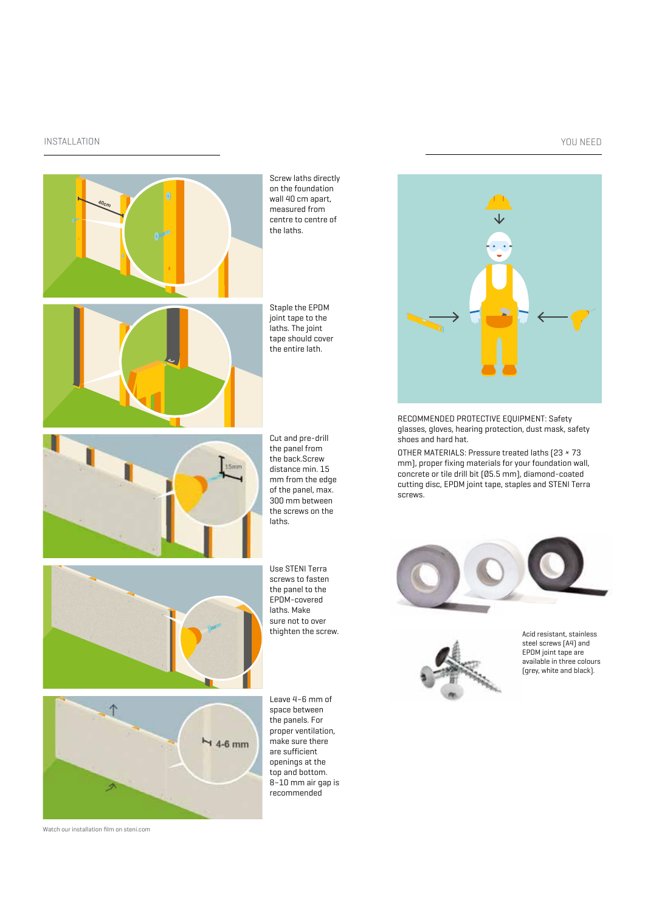## INSTALLATION

Screw laths directly on the foundation wall 40 cm apart, measured from centre to centre of the laths.

Staple the EPDM joint tape to the laths. The joint tape should cover the entire lath.

Cut and pre-drill the panel from the back.Screw distance min. 15 mm from the edge of the panel, max. 300 mm between the screws on the laths.

Use STENI Terra screws to fasten the panel to the EPDM-covered laths. Make sure not to over thighten the screw.

Leave 4–6 mm of space between the panels. For proper ventilation, make sure there are sufficient openings at the top and bottom. 8–10 mm air gap is recommended

Watch our installation film on steni.com

## YOU NEED

RECOMMENDED PROTECTIVE EQUIPMENT: Safety glasses, gloves, hearing protection, dust mask, safety shoes and hard hat.

OTHER MATERIALS: Pressure treated laths (23 × 73 mm), proper fixing materials for your foundation wall, concrete or tile drill bit (Ø5.5 mm), diamond-coated cutting disc, EPDM joint tape, staples and STENI Terra screws.

Acid resistant, stainless steel screws (A4) and EPDM joint tape are available in three colours (grey, white and black).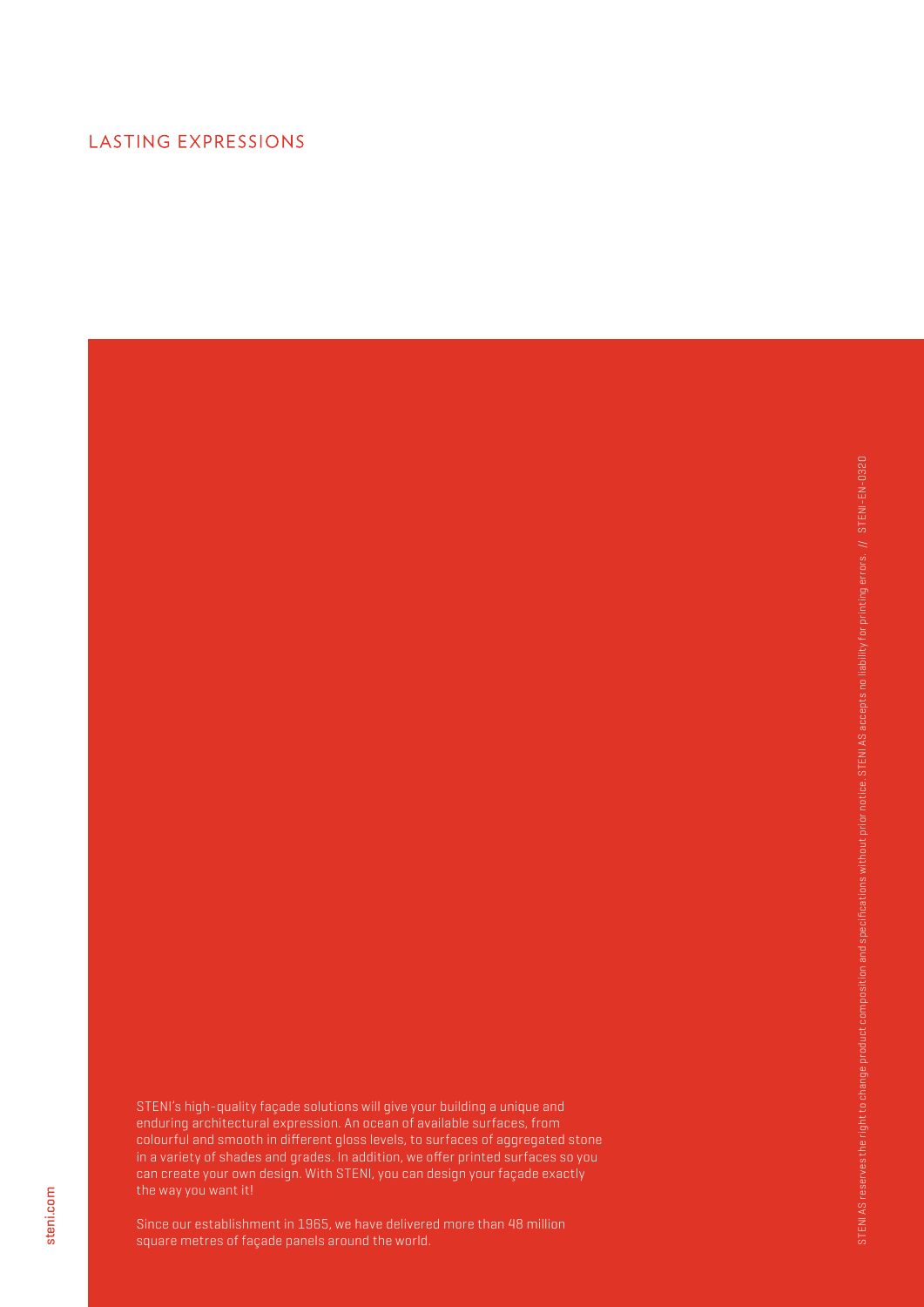# LASTING EXPRESSIONS

STENI's high-quality façade solutions will give your building a unique and enduring architectural expression. An ocean of available surfaces, from colourful and smooth in different gloss levels, to surfaces of aggregated stone in a variety of shades and grades. In addition, we offer printed surfaces so you can create your own design. With STENI, you can design your façade exactly the way you want it!

Since our establishment in 1965, we have delivered more than 48 million square metres of façade panels around the world.

steni.com

STENI AS reserves the right to change product composition and specifications without prior notice. STENI AS accepts no liability for printing errors. // STENI-EN-0320